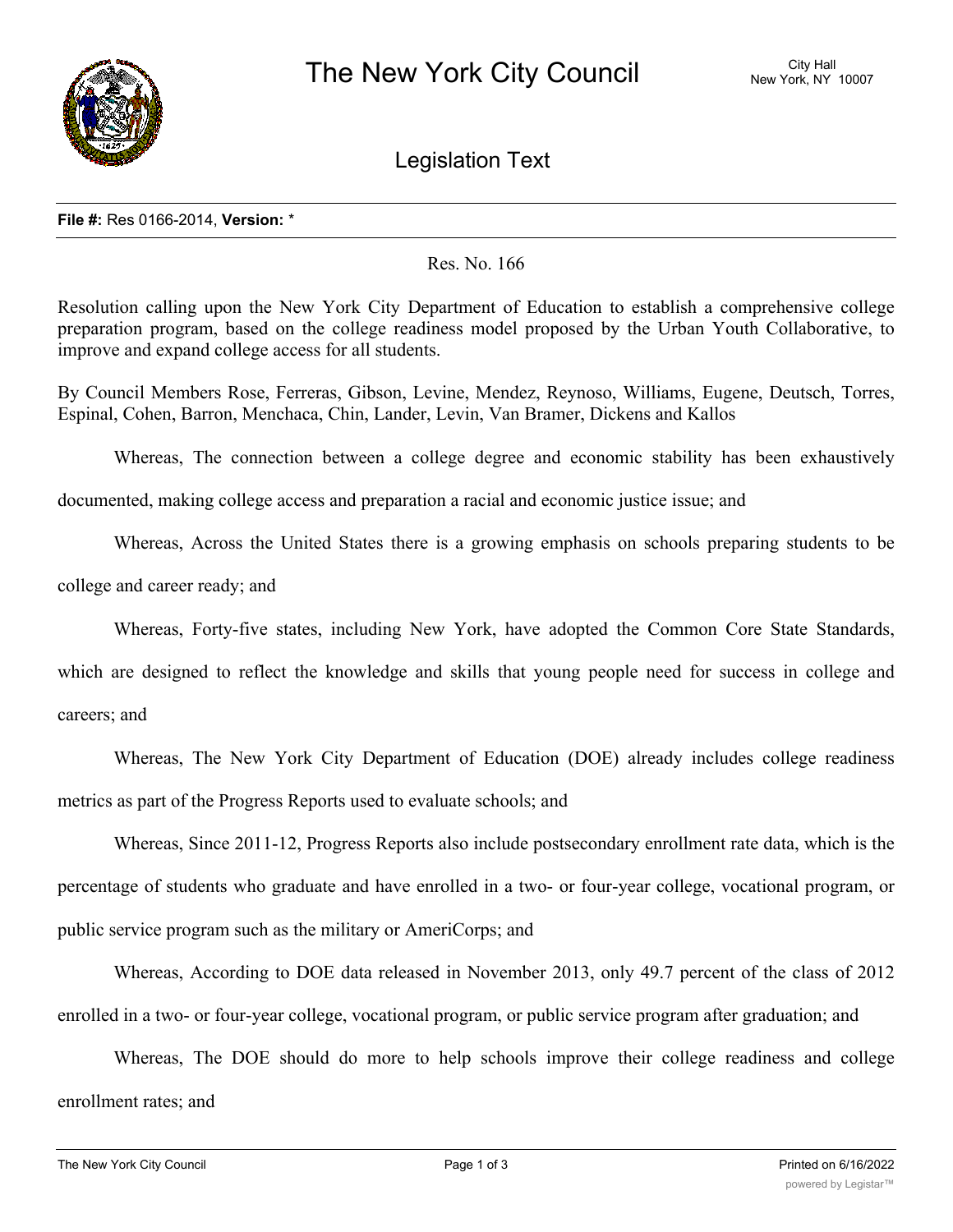# The New York City Council

City Hall
New York, NY 10007

## Legislation Text

**File #:** Res 0166-2014, **Version:** *

Res. No. 166

Resolution calling upon the New York City Department of Education to establish a comprehensive college preparation program, based on the college readiness model proposed by the Urban Youth Collaborative, to improve and expand college access for all students.

By Council Members Rose, Ferreras, Gibson, Levine, Mendez, Reynoso, Williams, Eugene, Deutsch, Torres, Espinal, Cohen, Barron, Menchaca, Chin, Lander, Levin, Van Bramer, Dickens and Kallos

Whereas, The connection between a college degree and economic stability has been exhaustively documented, making college access and preparation a racial and economic justice issue; and

Whereas, Across the United States there is a growing emphasis on schools preparing students to be college and career ready; and

Whereas, Forty-five states, including New York, have adopted the Common Core State Standards, which are designed to reflect the knowledge and skills that young people need for success in college and careers; and

Whereas, The New York City Department of Education (DOE) already includes college readiness metrics as part of the Progress Reports used to evaluate schools; and

Whereas, Since 2011-12, Progress Reports also include postsecondary enrollment rate data, which is the percentage of students who graduate and have enrolled in a two- or four-year college, vocational program, or public service program such as the military or AmeriCorps; and

Whereas, According to DOE data released in November 2013, only 49.7 percent of the class of 2012 enrolled in a two- or four-year college, vocational program, or public service program after graduation; and

Whereas, The DOE should do more to help schools improve their college readiness and college enrollment rates; and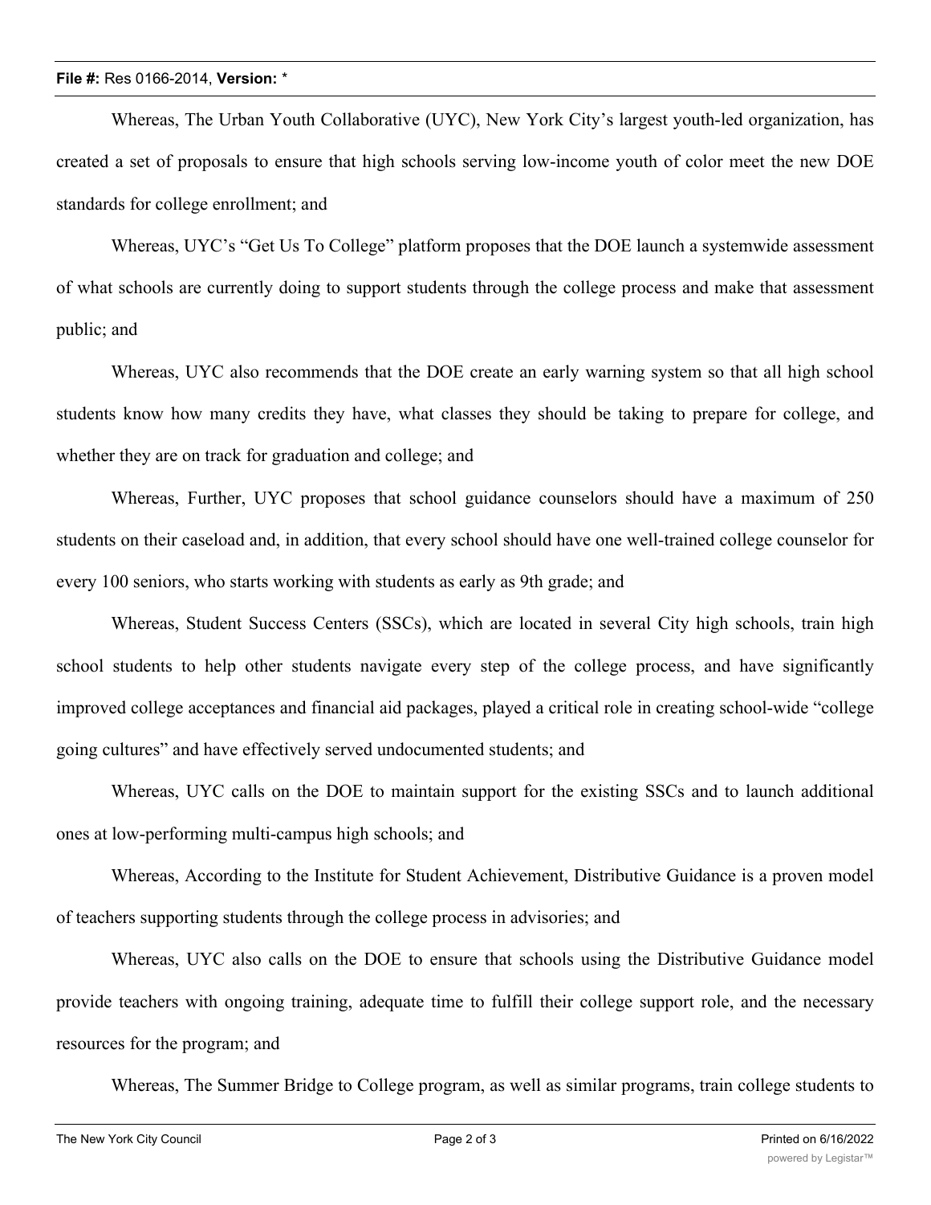Whereas, The Urban Youth Collaborative (UYC), New York City's largest youth-led organization, has created a set of proposals to ensure that high schools serving low-income youth of color meet the new DOE standards for college enrollment; and

Whereas, UYC's "Get Us To College" platform proposes that the DOE launch a systemwide assessment of what schools are currently doing to support students through the college process and make that assessment public; and

Whereas, UYC also recommends that the DOE create an early warning system so that all high school students know how many credits they have, what classes they should be taking to prepare for college, and whether they are on track for graduation and college; and

Whereas, Further, UYC proposes that school guidance counselors should have a maximum of 250 students on their caseload and, in addition, that every school should have one well-trained college counselor for every 100 seniors, who starts working with students as early as 9th grade; and

Whereas, Student Success Centers (SSCs), which are located in several City high schools, train high school students to help other students navigate every step of the college process, and have significantly improved college acceptances and financial aid packages, played a critical role in creating school-wide "college going cultures" and have effectively served undocumented students; and

Whereas, UYC calls on the DOE to maintain support for the existing SSCs and to launch additional ones at low-performing multi-campus high schools; and

Whereas, According to the Institute for Student Achievement, Distributive Guidance is a proven model of teachers supporting students through the college process in advisories; and

Whereas, UYC also calls on the DOE to ensure that schools using the Distributive Guidance model provide teachers with ongoing training, adequate time to fulfill their college support role, and the necessary resources for the program; and

Whereas, The Summer Bridge to College program, as well as similar programs, train college students to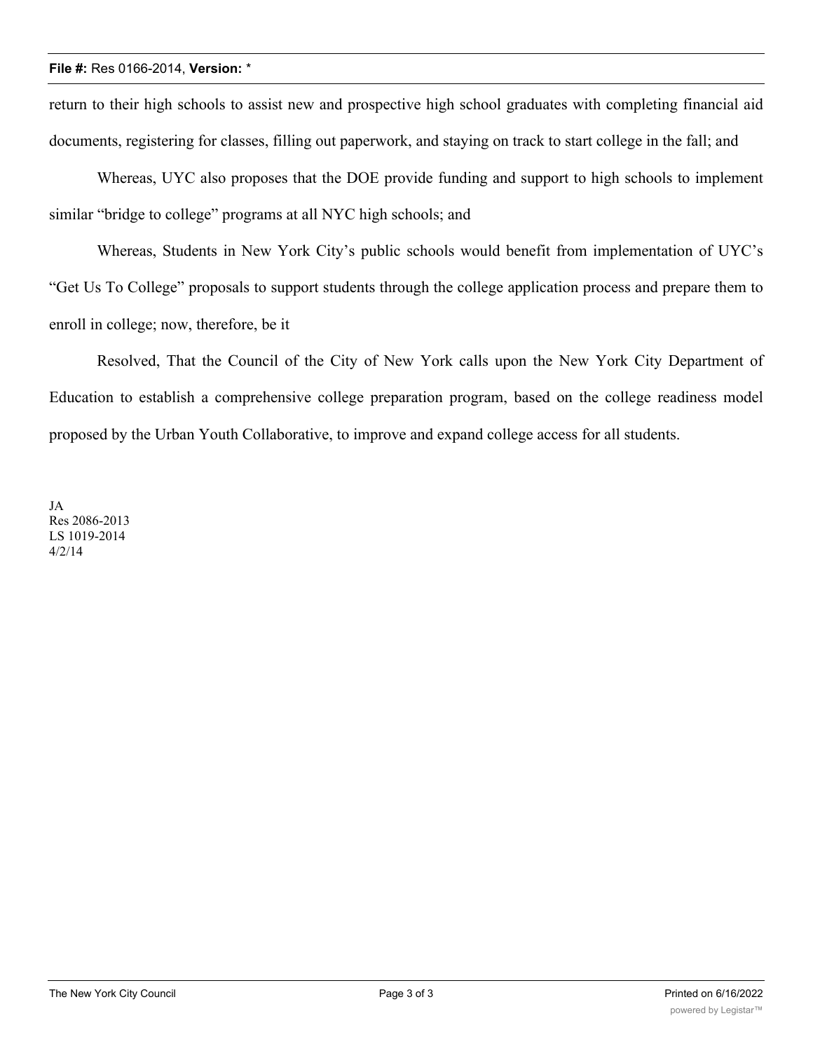return to their high schools to assist new and prospective high school graduates with completing financial aid documents, registering for classes, filling out paperwork, and staying on track to start college in the fall; and

Whereas, UYC also proposes that the DOE provide funding and support to high schools to implement similar “bridge to college” programs at all NYC high schools; and

Whereas, Students in New York City’s public schools would benefit from implementation of UYC’s “Get Us To College” proposals to support students through the college application process and prepare them to enroll in college; now, therefore, be it

Resolved, That the Council of the City of New York calls upon the New York City Department of Education to establish a comprehensive college preparation program, based on the college readiness model proposed by the Urban Youth Collaborative, to improve and expand college access for all students.

JA
Res 2086-2013
LS 1019-2014
4/2/14